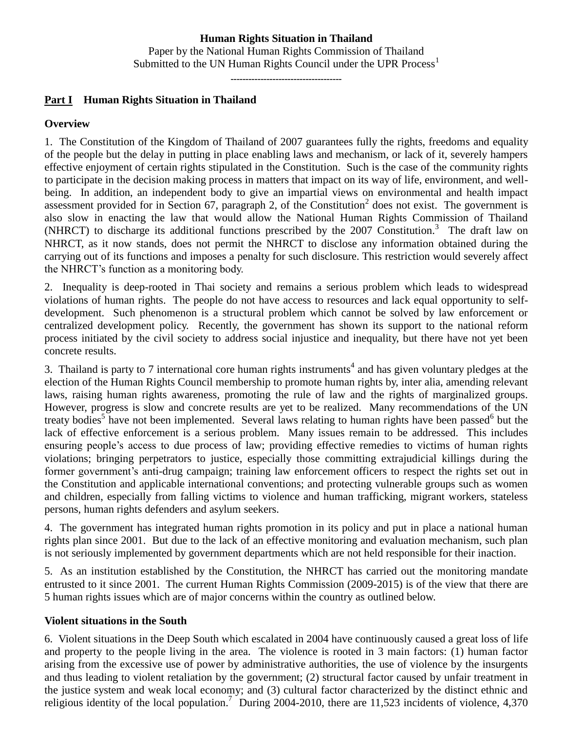**Human Rights Situation in Thailand**

Paper by the National Human Rights Commission of Thailand
Submitted to the UN Human Rights Council under the UPR Process[1]

------------------------------------

## Part I Human Rights Situation in Thailand

### Overview

1. The Constitution of the Kingdom of Thailand of 2007 guarantees fully the rights, freedoms and equality of the people but the delay in putting in place enabling laws and mechanism, or lack of it, severely hampers effective enjoyment of certain rights stipulated in the Constitution. Such is the case of the community rights to participate in the decision making process in matters that impact on its way of life, environment, and well-being. In addition, an independent body to give an impartial views on environmental and health impact assessment provided for in Section 67, paragraph 2, of the Constitution[2] does not exist. The government is also slow in enacting the law that would allow the National Human Rights Commission of Thailand (NHRCT) to discharge its additional functions prescribed by the 2007 Constitution.[3] The draft law on NHRCT, as it now stands, does not permit the NHRCT to disclose any information obtained during the carrying out of its functions and imposes a penalty for such disclosure. This restriction would severely affect the NHRCT's function as a monitoring body.

2. Inequality is deep-rooted in Thai society and remains a serious problem which leads to widespread violations of human rights. The people do not have access to resources and lack equal opportunity to self-development. Such phenomenon is a structural problem which cannot be solved by law enforcement or centralized development policy. Recently, the government has shown its support to the national reform process initiated by the civil society to address social injustice and inequality, but there have not yet been concrete results.

3. Thailand is party to 7 international core human rights instruments[4] and has given voluntary pledges at the election of the Human Rights Council membership to promote human rights by, inter alia, amending relevant laws, raising human rights awareness, promoting the rule of law and the rights of marginalized groups. However, progress is slow and concrete results are yet to be realized. Many recommendations of the UN treaty bodies[5] have not been implemented. Several laws relating to human rights have been passed[6] but the lack of effective enforcement is a serious problem. Many issues remain to be addressed. This includes ensuring people's access to due process of law; providing effective remedies to victims of human rights violations; bringing perpetrators to justice, especially those committing extrajudicial killings during the former government's anti-drug campaign; training law enforcement officers to respect the rights set out in the Constitution and applicable international conventions; and protecting vulnerable groups such as women and children, especially from falling victims to violence and human trafficking, migrant workers, stateless persons, human rights defenders and asylum seekers.

4. The government has integrated human rights promotion in its policy and put in place a national human rights plan since 2001. But due to the lack of an effective monitoring and evaluation mechanism, such plan is not seriously implemented by government departments which are not held responsible for their inaction.

5. As an institution established by the Constitution, the NHRCT has carried out the monitoring mandate entrusted to it since 2001. The current Human Rights Commission (2009-2015) is of the view that there are 5 human rights issues which are of major concerns within the country as outlined below.

### Violent situations in the South

6. Violent situations in the Deep South which escalated in 2004 have continuously caused a great loss of life and property to the people living in the area. The violence is rooted in 3 main factors: (1) human factor arising from the excessive use of power by administrative authorities, the use of violence by the insurgents and thus leading to violent retaliation by the government; (2) structural factor caused by unfair treatment in the justice system and weak local economy; and (3) cultural factor characterized by the distinct ethnic and religious identity of the local population.[7] During 2004-2010, there are 11,523 incidents of violence, 4,370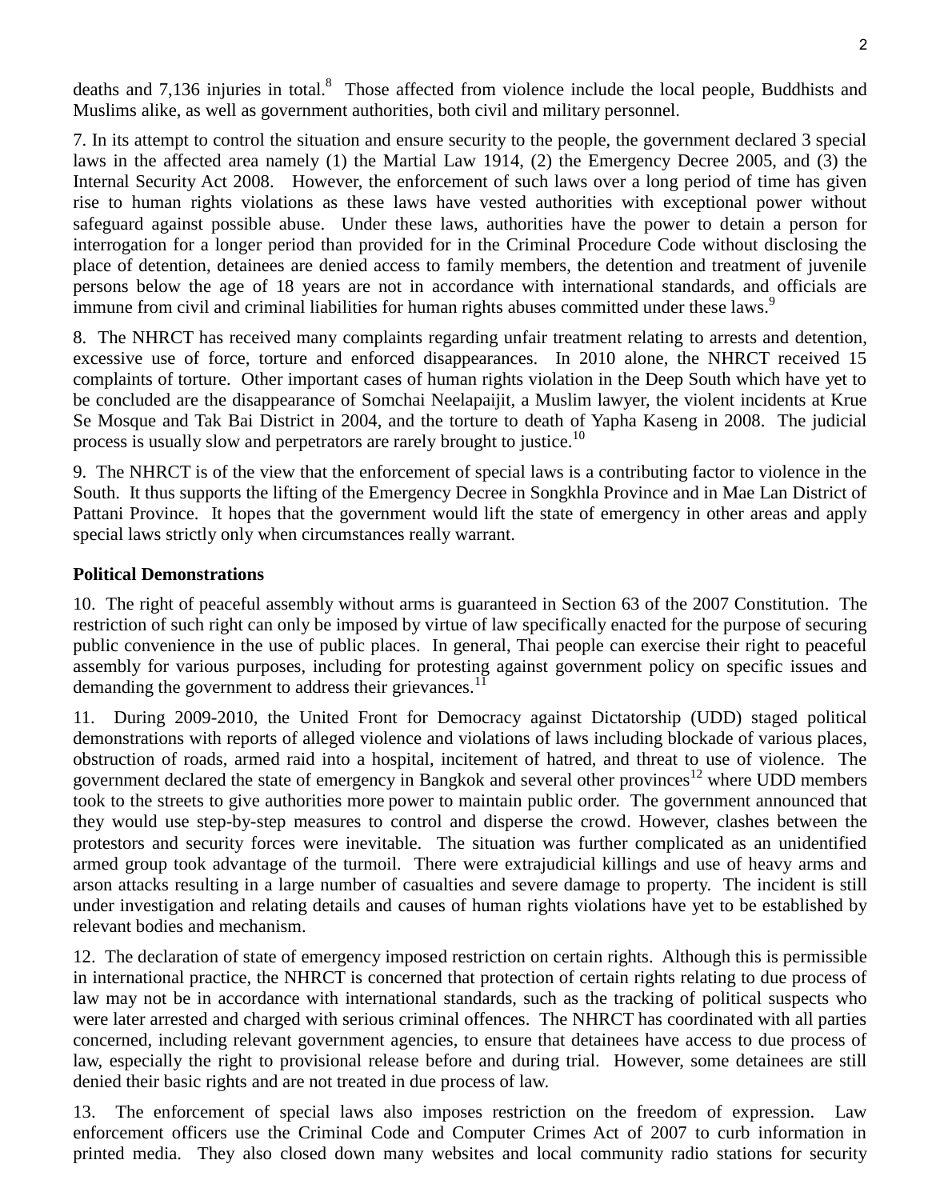deaths and 7,136 injuries in total.[8] Those affected from violence include the local people, Buddhists and Muslims alike, as well as government authorities, both civil and military personnel.

7. In its attempt to control the situation and ensure security to the people, the government declared 3 special laws in the affected area namely (1) the Martial Law 1914, (2) the Emergency Decree 2005, and (3) the Internal Security Act 2008. However, the enforcement of such laws over a long period of time has given rise to human rights violations as these laws have vested authorities with exceptional power without safeguard against possible abuse. Under these laws, authorities have the power to detain a person for interrogation for a longer period than provided for in the Criminal Procedure Code without disclosing the place of detention, detainees are denied access to family members, the detention and treatment of juvenile persons below the age of 18 years are not in accordance with international standards, and officials are immune from civil and criminal liabilities for human rights abuses committed under these laws.[9]

8. The NHRCT has received many complaints regarding unfair treatment relating to arrests and detention, excessive use of force, torture and enforced disappearances. In 2010 alone, the NHRCT received 15 complaints of torture. Other important cases of human rights violation in the Deep South which have yet to be concluded are the disappearance of Somchai Neelapaijit, a Muslim lawyer, the violent incidents at Krue Se Mosque and Tak Bai District in 2004, and the torture to death of Yapha Kaseng in 2008. The judicial process is usually slow and perpetrators are rarely brought to justice.[10]

9. The NHRCT is of the view that the enforcement of special laws is a contributing factor to violence in the South. It thus supports the lifting of the Emergency Decree in Songkhla Province and in Mae Lan District of Pattani Province. It hopes that the government would lift the state of emergency in other areas and apply special laws strictly only when circumstances really warrant.

**Political Demonstrations**

10. The right of peaceful assembly without arms is guaranteed in Section 63 of the 2007 Constitution. The restriction of such right can only be imposed by virtue of law specifically enacted for the purpose of securing public convenience in the use of public places. In general, Thai people can exercise their right to peaceful assembly for various purposes, including for protesting against government policy on specific issues and demanding the government to address their grievances.[11]

11. During 2009-2010, the United Front for Democracy against Dictatorship (UDD) staged political demonstrations with reports of alleged violence and violations of laws including blockade of various places, obstruction of roads, armed raid into a hospital, incitement of hatred, and threat to use of violence. The government declared the state of emergency in Bangkok and several other provinces[12] where UDD members took to the streets to give authorities more power to maintain public order. The government announced that they would use step-by-step measures to control and disperse the crowd. However, clashes between the protestors and security forces were inevitable. The situation was further complicated as an unidentified armed group took advantage of the turmoil. There were extrajudicial killings and use of heavy arms and arson attacks resulting in a large number of casualties and severe damage to property. The incident is still under investigation and relating details and causes of human rights violations have yet to be established by relevant bodies and mechanism.

12. The declaration of state of emergency imposed restriction on certain rights. Although this is permissible in international practice, the NHRCT is concerned that protection of certain rights relating to due process of law may not be in accordance with international standards, such as the tracking of political suspects who were later arrested and charged with serious criminal offences. The NHRCT has coordinated with all parties concerned, including relevant government agencies, to ensure that detainees have access to due process of law, especially the right to provisional release before and during trial. However, some detainees are still denied their basic rights and are not treated in due process of law.

13. The enforcement of special laws also imposes restriction on the freedom of expression. Law enforcement officers use the Criminal Code and Computer Crimes Act of 2007 to curb information in printed media. They also closed down many websites and local community radio stations for security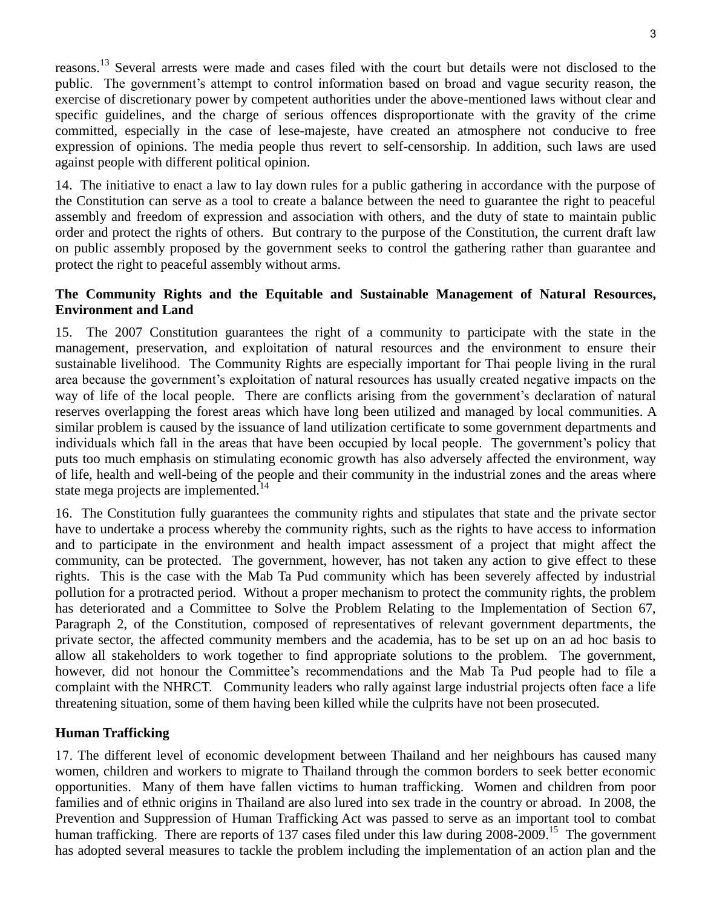reasons.[13] Several arrests were made and cases filed with the court but details were not disclosed to the public. The government's attempt to control information based on broad and vague security reason, the exercise of discretionary power by competent authorities under the above-mentioned laws without clear and specific guidelines, and the charge of serious offences disproportionate with the gravity of the crime committed, especially in the case of lese-majeste, have created an atmosphere not conducive to free expression of opinions. The media people thus revert to self-censorship. In addition, such laws are used against people with different political opinion.

14. The initiative to enact a law to lay down rules for a public gathering in accordance with the purpose of the Constitution can serve as a tool to create a balance between the need to guarantee the right to peaceful assembly and freedom of expression and association with others, and the duty of state to maintain public order and protect the rights of others. But contrary to the purpose of the Constitution, the current draft law on public assembly proposed by the government seeks to control the gathering rather than guarantee and protect the right to peaceful assembly without arms.

**The Community Rights and the Equitable and Sustainable Management of Natural Resources, Environment and Land**

15. The 2007 Constitution guarantees the right of a community to participate with the state in the management, preservation, and exploitation of natural resources and the environment to ensure their sustainable livelihood. The Community Rights are especially important for Thai people living in the rural area because the government's exploitation of natural resources has usually created negative impacts on the way of life of the local people. There are conflicts arising from the government's declaration of natural reserves overlapping the forest areas which have long been utilized and managed by local communities. A similar problem is caused by the issuance of land utilization certificate to some government departments and individuals which fall in the areas that have been occupied by local people. The government's policy that puts too much emphasis on stimulating economic growth has also adversely affected the environment, way of life, health and well-being of the people and their community in the industrial zones and the areas where state mega projects are implemented.[14]

16. The Constitution fully guarantees the community rights and stipulates that state and the private sector have to undertake a process whereby the community rights, such as the rights to have access to information and to participate in the environment and health impact assessment of a project that might affect the community, can be protected. The government, however, has not taken any action to give effect to these rights. This is the case with the Mab Ta Pud community which has been severely affected by industrial pollution for a protracted period. Without a proper mechanism to protect the community rights, the problem has deteriorated and a Committee to Solve the Problem Relating to the Implementation of Section 67, Paragraph 2, of the Constitution, composed of representatives of relevant government departments, the private sector, the affected community members and the academia, has to be set up on an ad hoc basis to allow all stakeholders to work together to find appropriate solutions to the problem. The government, however, did not honour the Committee's recommendations and the Mab Ta Pud people had to file a complaint with the NHRCT. Community leaders who rally against large industrial projects often face a life threatening situation, some of them having been killed while the culprits have not been prosecuted.

**Human Trafficking**

17. The different level of economic development between Thailand and her neighbours has caused many women, children and workers to migrate to Thailand through the common borders to seek better economic opportunities. Many of them have fallen victims to human trafficking. Women and children from poor families and of ethnic origins in Thailand are also lured into sex trade in the country or abroad. In 2008, the Prevention and Suppression of Human Trafficking Act was passed to serve as an important tool to combat human trafficking. There are reports of 137 cases filed under this law during 2008-2009.[15] The government has adopted several measures to tackle the problem including the implementation of an action plan and the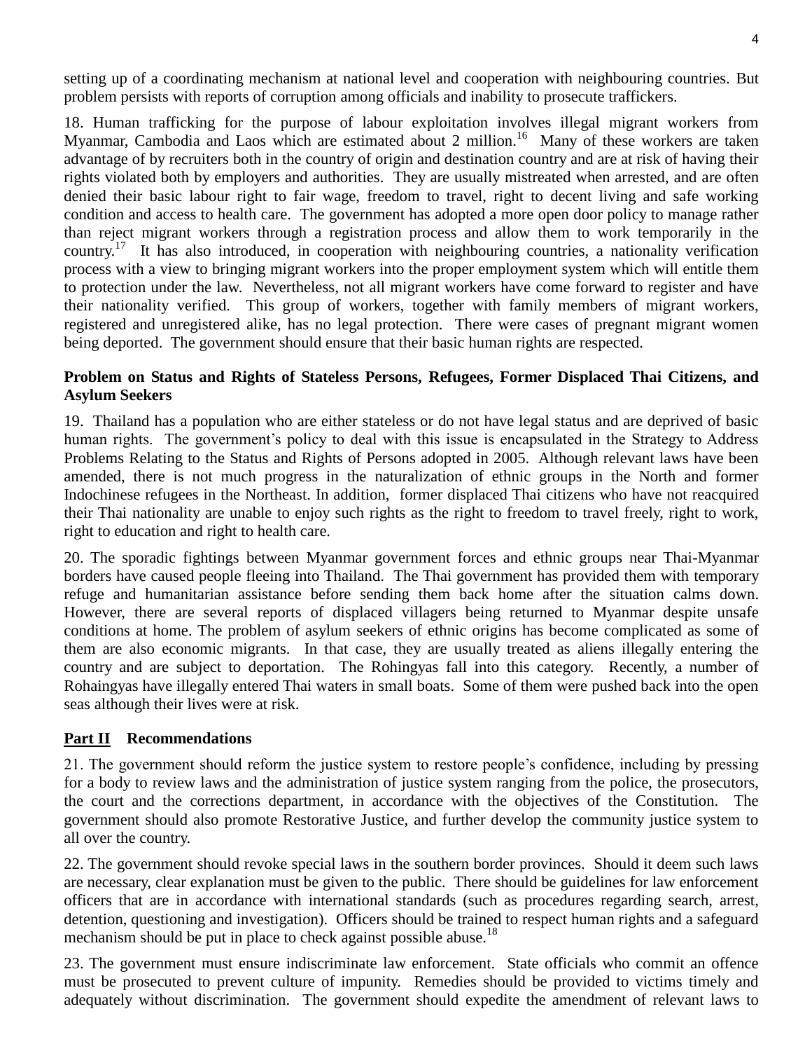setting up of a coordinating mechanism at national level and cooperation with neighbouring countries. But problem persists with reports of corruption among officials and inability to prosecute traffickers.

18. Human trafficking for the purpose of labour exploitation involves illegal migrant workers from Myanmar, Cambodia and Laos which are estimated about 2 million.[16] Many of these workers are taken advantage of by recruiters both in the country of origin and destination country and are at risk of having their rights violated both by employers and authorities. They are usually mistreated when arrested, and are often denied their basic labour right to fair wage, freedom to travel, right to decent living and safe working condition and access to health care. The government has adopted a more open door policy to manage rather than reject migrant workers through a registration process and allow them to work temporarily in the country.[17] It has also introduced, in cooperation with neighbouring countries, a nationality verification process with a view to bringing migrant workers into the proper employment system which will entitle them to protection under the law. Nevertheless, not all migrant workers have come forward to register and have their nationality verified. This group of workers, together with family members of migrant workers, registered and unregistered alike, has no legal protection. There were cases of pregnant migrant women being deported. The government should ensure that their basic human rights are respected.

**Problem on Status and Rights of Stateless Persons, Refugees, Former Displaced Thai Citizens, and Asylum Seekers**

19. Thailand has a population who are either stateless or do not have legal status and are deprived of basic human rights. The government's policy to deal with this issue is encapsulated in the Strategy to Address Problems Relating to the Status and Rights of Persons adopted in 2005. Although relevant laws have been amended, there is not much progress in the naturalization of ethnic groups in the North and former Indochinese refugees in the Northeast. In addition, former displaced Thai citizens who have not reacquired their Thai nationality are unable to enjoy such rights as the right to freedom to travel freely, right to work, right to education and right to health care.

20. The sporadic fightings between Myanmar government forces and ethnic groups near Thai-Myanmar borders have caused people fleeing into Thailand. The Thai government has provided them with temporary refuge and humanitarian assistance before sending them back home after the situation calms down. However, there are several reports of displaced villagers being returned to Myanmar despite unsafe conditions at home. The problem of asylum seekers of ethnic origins has become complicated as some of them are also economic migrants. In that case, they are usually treated as aliens illegally entering the country and are subject to deportation. The Rohingyas fall into this category. Recently, a number of Rohaingyas have illegally entered Thai waters in small boats. Some of them were pushed back into the open seas although their lives were at risk.

## Part II Recommendations

21. The government should reform the justice system to restore people's confidence, including by pressing for a body to review laws and the administration of justice system ranging from the police, the prosecutors, the court and the corrections department, in accordance with the objectives of the Constitution. The government should also promote Restorative Justice, and further develop the community justice system to all over the country.

22. The government should revoke special laws in the southern border provinces. Should it deem such laws are necessary, clear explanation must be given to the public. There should be guidelines for law enforcement officers that are in accordance with international standards (such as procedures regarding search, arrest, detention, questioning and investigation). Officers should be trained to respect human rights and a safeguard mechanism should be put in place to check against possible abuse.[18]

23. The government must ensure indiscriminate law enforcement. State officials who commit an offence must be prosecuted to prevent culture of impunity. Remedies should be provided to victims timely and adequately without discrimination. The government should expedite the amendment of relevant laws to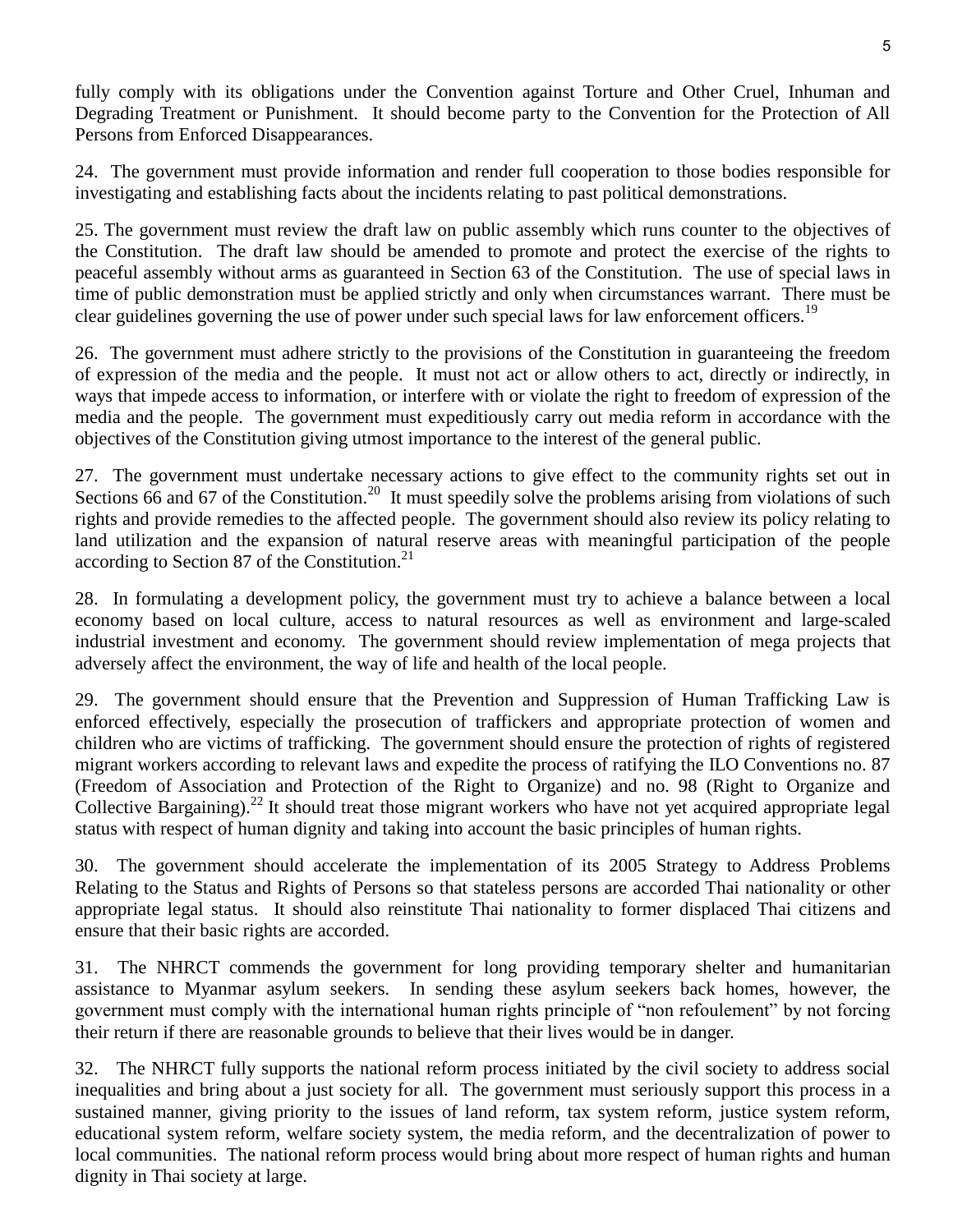fully comply with its obligations under the Convention against Torture and Other Cruel, Inhuman and Degrading Treatment or Punishment. It should become party to the Convention for the Protection of All Persons from Enforced Disappearances.

24. The government must provide information and render full cooperation to those bodies responsible for investigating and establishing facts about the incidents relating to past political demonstrations.

25. The government must review the draft law on public assembly which runs counter to the objectives of the Constitution. The draft law should be amended to promote and protect the exercise of the rights to peaceful assembly without arms as guaranteed in Section 63 of the Constitution. The use of special laws in time of public demonstration must be applied strictly and only when circumstances warrant. There must be clear guidelines governing the use of power under such special laws for law enforcement officers.[19]

26. The government must adhere strictly to the provisions of the Constitution in guaranteeing the freedom of expression of the media and the people. It must not act or allow others to act, directly or indirectly, in ways that impede access to information, or interfere with or violate the right to freedom of expression of the media and the people. The government must expeditiously carry out media reform in accordance with the objectives of the Constitution giving utmost importance to the interest of the general public.

27. The government must undertake necessary actions to give effect to the community rights set out in Sections 66 and 67 of the Constitution.[20] It must speedily solve the problems arising from violations of such rights and provide remedies to the affected people. The government should also review its policy relating to land utilization and the expansion of natural reserve areas with meaningful participation of the people according to Section 87 of the Constitution.[21]

28. In formulating a development policy, the government must try to achieve a balance between a local economy based on local culture, access to natural resources as well as environment and large-scaled industrial investment and economy. The government should review implementation of mega projects that adversely affect the environment, the way of life and health of the local people.

29. The government should ensure that the Prevention and Suppression of Human Trafficking Law is enforced effectively, especially the prosecution of traffickers and appropriate protection of women and children who are victims of trafficking. The government should ensure the protection of rights of registered migrant workers according to relevant laws and expedite the process of ratifying the ILO Conventions no. 87 (Freedom of Association and Protection of the Right to Organize) and no. 98 (Right to Organize and Collective Bargaining).[22] It should treat those migrant workers who have not yet acquired appropriate legal status with respect of human dignity and taking into account the basic principles of human rights.

30. The government should accelerate the implementation of its 2005 Strategy to Address Problems Relating to the Status and Rights of Persons so that stateless persons are accorded Thai nationality or other appropriate legal status. It should also reinstitute Thai nationality to former displaced Thai citizens and ensure that their basic rights are accorded.

31. The NHRCT commends the government for long providing temporary shelter and humanitarian assistance to Myanmar asylum seekers. In sending these asylum seekers back homes, however, the government must comply with the international human rights principle of "non refoulement" by not forcing their return if there are reasonable grounds to believe that their lives would be in danger.

32. The NHRCT fully supports the national reform process initiated by the civil society to address social inequalities and bring about a just society for all. The government must seriously support this process in a sustained manner, giving priority to the issues of land reform, tax system reform, justice system reform, educational system reform, welfare society system, the media reform, and the decentralization of power to local communities. The national reform process would bring about more respect of human rights and human dignity in Thai society at large.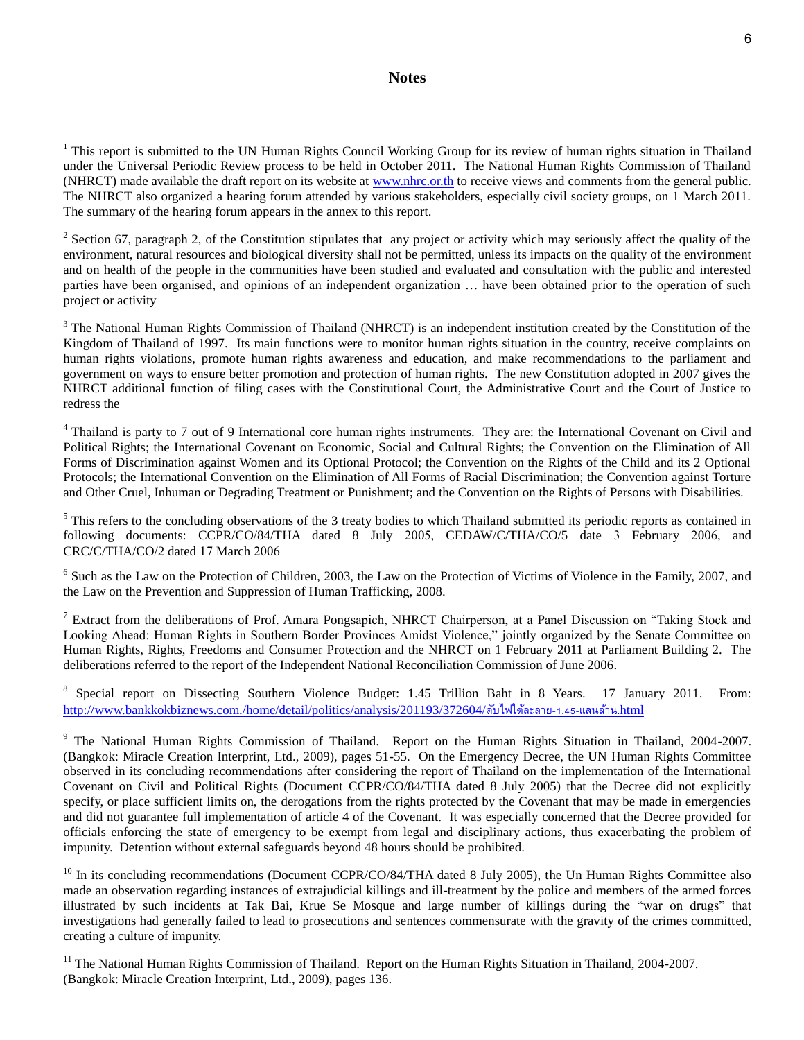## Notes

[1] This report is submitted to the UN Human Rights Council Working Group for its review of human rights situation in Thailand under the Universal Periodic Review process to be held in October 2011. The National Human Rights Commission of Thailand (NHRCT) made available the draft report on its website at www.nhrc.or.th to receive views and comments from the general public. The NHRCT also organized a hearing forum attended by various stakeholders, especially civil society groups, on 1 March 2011. The summary of the hearing forum appears in the annex to this report.

[2] Section 67, paragraph 2, of the Constitution stipulates that any project or activity which may seriously affect the quality of the environment, natural resources and biological diversity shall not be permitted, unless its impacts on the quality of the environment and on health of the people in the communities have been studied and evaluated and consultation with the public and interested parties have been organised, and opinions of an independent organization … have been obtained prior to the operation of such project or activity

[3] The National Human Rights Commission of Thailand (NHRCT) is an independent institution created by the Constitution of the Kingdom of Thailand of 1997. Its main functions were to monitor human rights situation in the country, receive complaints on human rights violations, promote human rights awareness and education, and make recommendations to the parliament and government on ways to ensure better promotion and protection of human rights. The new Constitution adopted in 2007 gives the NHRCT additional function of filing cases with the Constitutional Court, the Administrative Court and the Court of Justice to redress the

[4] Thailand is party to 7 out of 9 International core human rights instruments. They are: the International Covenant on Civil and Political Rights; the International Covenant on Economic, Social and Cultural Rights; the Convention on the Elimination of All Forms of Discrimination against Women and its Optional Protocol; the Convention on the Rights of the Child and its 2 Optional Protocols; the International Convention on the Elimination of All Forms of Racial Discrimination; the Convention against Torture and Other Cruel, Inhuman or Degrading Treatment or Punishment; and the Convention on the Rights of Persons with Disabilities.

[5] This refers to the concluding observations of the 3 treaty bodies to which Thailand submitted its periodic reports as contained in following documents: CCPR/CO/84/THA dated 8 July 2005, CEDAW/C/THA/CO/5 date 3 February 2006, and CRC/C/THA/CO/2 dated 17 March 2006.

[6] Such as the Law on the Protection of Children, 2003, the Law on the Protection of Victims of Violence in the Family, 2007, and the Law on the Prevention and Suppression of Human Trafficking, 2008.

[7] Extract from the deliberations of Prof. Amara Pongsapich, NHRCT Chairperson, at a Panel Discussion on "Taking Stock and Looking Ahead: Human Rights in Southern Border Provinces Amidst Violence," jointly organized by the Senate Committee on Human Rights, Rights, Freedoms and Consumer Protection and the NHRCT on 1 February 2011 at Parliament Building 2. The deliberations referred to the report of the Independent National Reconciliation Commission of June 2006.

[8] Special report on Dissecting Southern Violence Budget: 1.45 Trillion Baht in 8 Years. 17 January 2011. From: http://www.bankkokbiznews.com./home/detail/politics/analysis/201193/372604/ดับไฟใต้ละลาย-1.45-แสนล้าน.html

[9] The National Human Rights Commission of Thailand. Report on the Human Rights Situation in Thailand, 2004-2007. (Bangkok: Miracle Creation Interprint, Ltd., 2009), pages 51-55. On the Emergency Decree, the UN Human Rights Committee observed in its concluding recommendations after considering the report of Thailand on the implementation of the International Covenant on Civil and Political Rights (Document CCPR/CO/84/THA dated 8 July 2005) that the Decree did not explicitly specify, or place sufficient limits on, the derogations from the rights protected by the Covenant that may be made in emergencies and did not guarantee full implementation of article 4 of the Covenant. It was especially concerned that the Decree provided for officials enforcing the state of emergency to be exempt from legal and disciplinary actions, thus exacerbating the problem of impunity. Detention without external safeguards beyond 48 hours should be prohibited.

[10] In its concluding recommendations (Document CCPR/CO/84/THA dated 8 July 2005), the Un Human Rights Committee also made an observation regarding instances of extrajudicial killings and ill-treatment by the police and members of the armed forces illustrated by such incidents at Tak Bai, Krue Se Mosque and large number of killings during the "war on drugs" that investigations had generally failed to lead to prosecutions and sentences commensurate with the gravity of the crimes committed, creating a culture of impunity.

[11] The National Human Rights Commission of Thailand. Report on the Human Rights Situation in Thailand, 2004-2007. (Bangkok: Miracle Creation Interprint, Ltd., 2009), pages 136.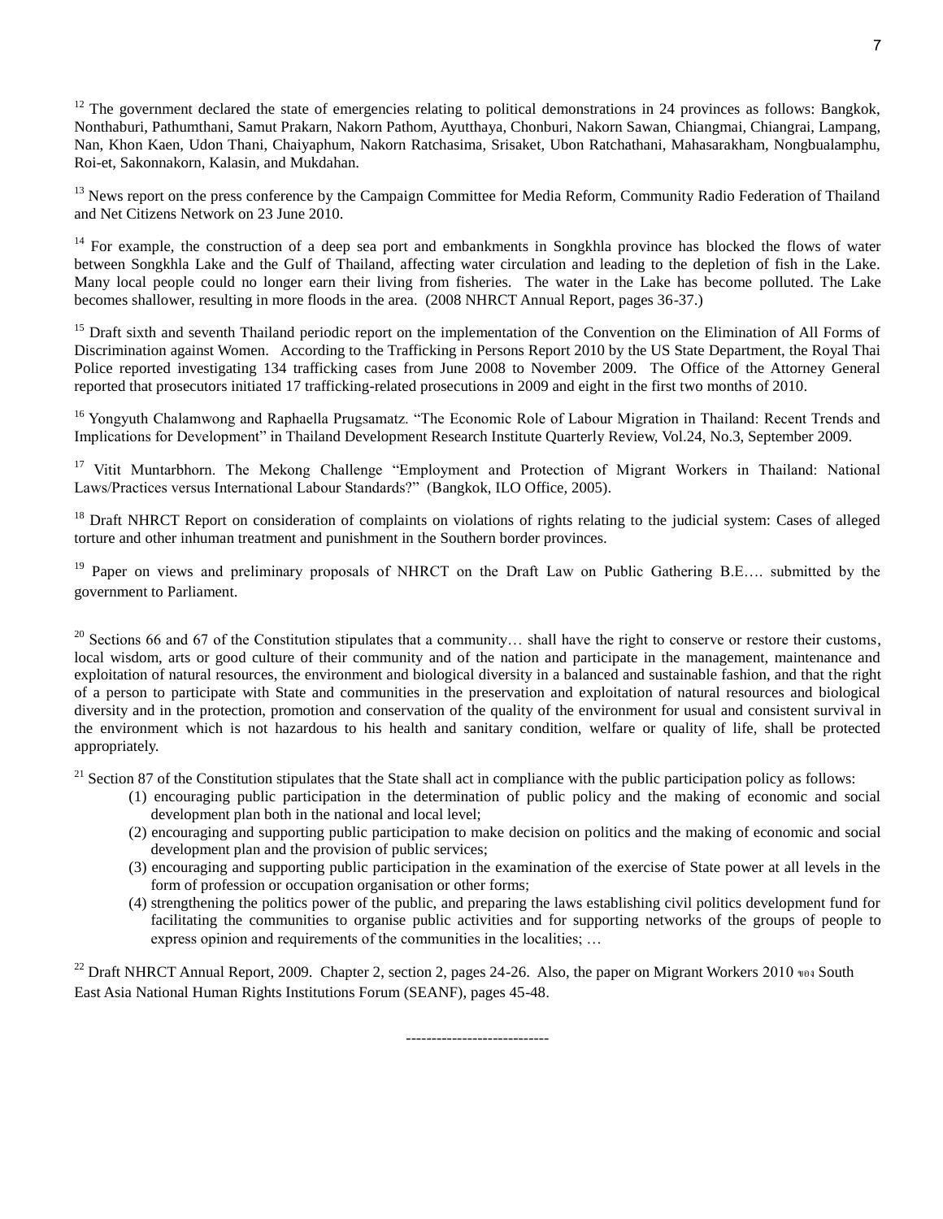[12] The government declared the state of emergencies relating to political demonstrations in 24 provinces as follows: Bangkok, Nonthaburi, Pathumthani, Samut Prakarn, Nakorn Pathom, Ayutthaya, Chonburi, Nakorn Sawan, Chiangmai, Chiangrai, Lampang, Nan, Khon Kaen, Udon Thani, Chaiyaphum, Nakorn Ratchasima, Srisaket, Ubon Ratchathani, Mahasarakham, Nongbualamphu, Roi-et, Sakonnakorn, Kalasin, and Mukdahan.

[13] News report on the press conference by the Campaign Committee for Media Reform, Community Radio Federation of Thailand and Net Citizens Network on 23 June 2010.

[14] For example, the construction of a deep sea port and embankments in Songkhla province has blocked the flows of water between Songkhla Lake and the Gulf of Thailand, affecting water circulation and leading to the depletion of fish in the Lake. Many local people could no longer earn their living from fisheries. The water in the Lake has become polluted. The Lake becomes shallower, resulting in more floods in the area. (2008 NHRCT Annual Report, pages 36-37.)

[15] Draft sixth and seventh Thailand periodic report on the implementation of the Convention on the Elimination of All Forms of Discrimination against Women. According to the Trafficking in Persons Report 2010 by the US State Department, the Royal Thai Police reported investigating 134 trafficking cases from June 2008 to November 2009. The Office of the Attorney General reported that prosecutors initiated 17 trafficking-related prosecutions in 2009 and eight in the first two months of 2010.

[16] Yongyuth Chalamwong and Raphaella Prugsamatz. "The Economic Role of Labour Migration in Thailand: Recent Trends and Implications for Development" in Thailand Development Research Institute Quarterly Review, Vol.24, No.3, September 2009.

[17] Vitit Muntarbhorn. The Mekong Challenge "Employment and Protection of Migrant Workers in Thailand: National Laws/Practices versus International Labour Standards?" (Bangkok, ILO Office, 2005).

[18] Draft NHRCT Report on consideration of complaints on violations of rights relating to the judicial system: Cases of alleged torture and other inhuman treatment and punishment in the Southern border provinces.

[19] Paper on views and preliminary proposals of NHRCT on the Draft Law on Public Gathering B.E.… submitted by the government to Parliament.

[20] Sections 66 and 67 of the Constitution stipulates that a community… shall have the right to conserve or restore their customs, local wisdom, arts or good culture of their community and of the nation and participate in the management, maintenance and exploitation of natural resources, the environment and biological diversity in a balanced and sustainable fashion, and that the right of a person to participate with State and communities in the preservation and exploitation of natural resources and biological diversity and in the protection, promotion and conservation of the quality of the environment for usual and consistent survival in the environment which is not hazardous to his health and sanitary condition, welfare or quality of life, shall be protected appropriately.

[21] Section 87 of the Constitution stipulates that the State shall act in compliance with the public participation policy as follows:

(1) encouraging public participation in the determination of public policy and the making of economic and social development plan both in the national and local level;
(2) encouraging and supporting public participation to make decision on politics and the making of economic and social development plan and the provision of public services;
(3) encouraging and supporting public participation in the examination of the exercise of State power at all levels in the form of profession or occupation organisation or other forms;
(4) strengthening the politics power of the public, and preparing the laws establishing civil politics development fund for facilitating the communities to organise public activities and for supporting networks of the groups of people to express opinion and requirements of the communities in the localities; …

[22] Draft NHRCT Annual Report, 2009. Chapter 2, section 2, pages 24-26. Also, the paper on Migrant Workers 2010 ของ South East Asia National Human Rights Institutions Forum (SEANF), pages 45-48.

---------------------------